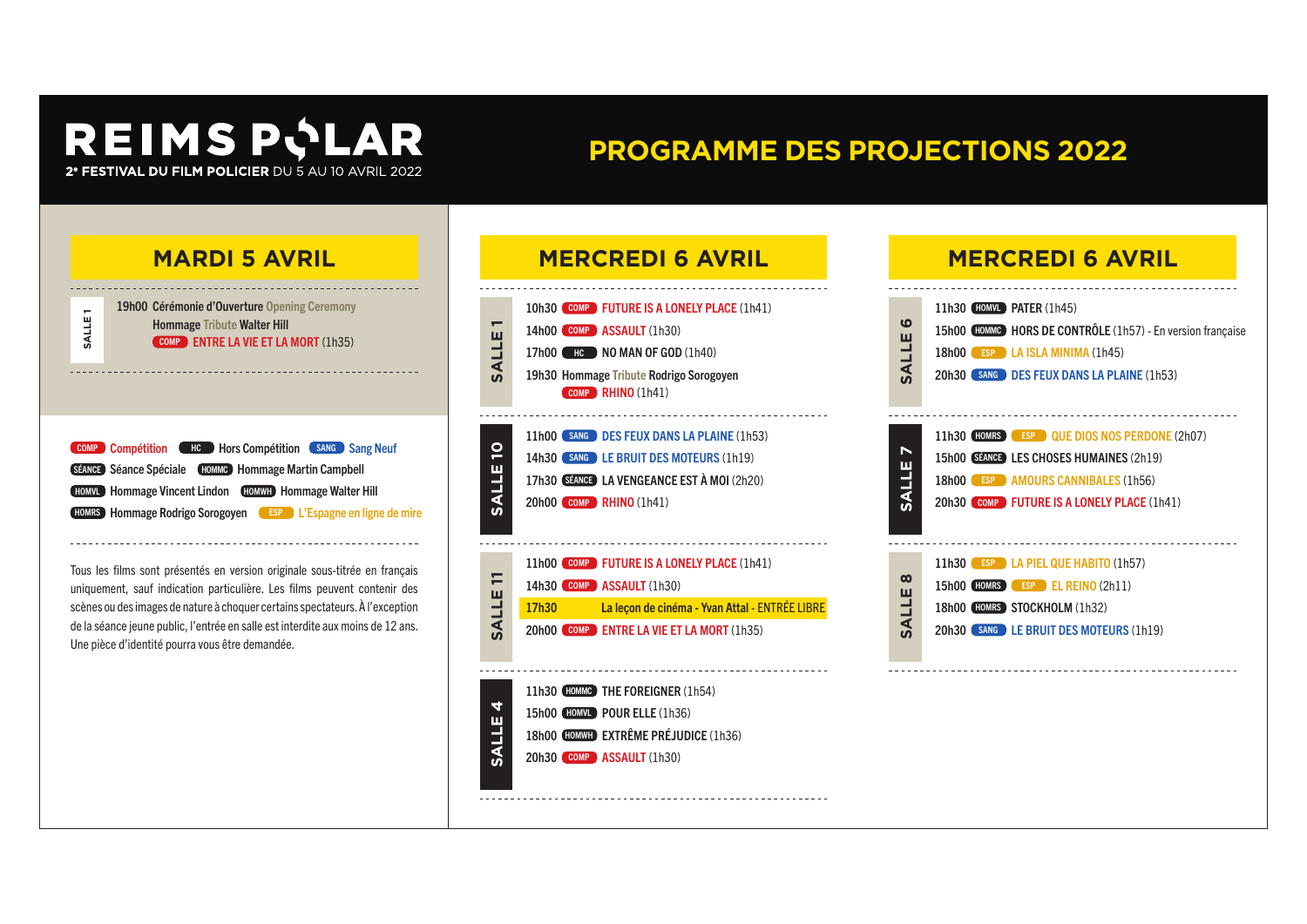# REIMS POLAR

**2e FESTIVAL DU FILM POLICIER** DU 5 AU 10 AVRIL 2022

# PROGRAMME DES PROJECTIONS 2022

## MARDI 5 AVRIL

### SALLE 1

19h00 Cérémonie d'Ouverture Opening Ceremony
Hommage Tribute Walter Hill
COMP ENTRE LA VIE ET LA MORT (1h35)

COMP Compétition — HC Hors Compétition — SANG Sang Neuf
SÉANCE Séance Spéciale — HOMMC Hommage Martin Campbell
HOMVL Hommage Vincent Lindon — HOMWH Hommage Walter Hill
HOMRS Hommage Rodrigo Sorogoyen — ESP L'Espagne en ligne de mire

Tous les films sont présentés en version originale sous-titrée en français uniquement, sauf indication particulière. Les films peuvent contenir des scènes ou des images de nature à choquer certains spectateurs. À l'exception de la séance jeune public, l'entrée en salle est interdite aux moins de 12 ans. Une pièce d'identité pourra vous être demandée.

## MERCREDI 6 AVRIL

### SALLE 1

- 10h30 COMP FUTURE IS A LONELY PLACE (1h41)
- 14h00 COMP ASSAULT (1h30)
- 17h00 HC NO MAN OF GOD (1h40)
- 19h30 Hommage Tribute Rodrigo Sorogoyen
  COMP RHINO (1h41)

### SALLE 10

- 11h00 SANG DES FEUX DANS LA PLAINE (1h53)
- 14h30 SANG LE BRUIT DES MOTEURS (1h19)
- 17h30 SÉANCE LA VENGEANCE EST À MOI (2h20)
- 20h00 COMP RHINO (1h41)

### SALLE 11

- 11h00 COMP FUTURE IS A LONELY PLACE (1h41)
- 14h30 COMP ASSAULT (1h30)
- 17h30 La leçon de cinéma - Yvan Attal - ENTRÉE LIBRE
- 20h00 COMP ENTRE LA VIE ET LA MORT (1h35)

### SALLE 4

- 11h30 HOMMC THE FOREIGNER (1h54)
- 15h00 HOMVL POUR ELLE (1h36)
- 18h00 HOMWH EXTRÊME PRÉJUDICE (1h36)
- 20h30 COMP ASSAULT (1h30)

## MERCREDI 6 AVRIL

### SALLE 6

- 11h30 HOMVL PATER (1h45)
- 15h00 HOMMC HORS DE CONTRÔLE (1h57) - En version française
- 18h00 ESP LA ISLA MINIMA (1h45)
- 20h30 SANG DES FEUX DANS LA PLAINE (1h53)

### SALLE 7

- 11h30 HOMRS ESP QUE DIOS NOS PERDONE (2h07)
- 15h00 SÉANCE LES CHOSES HUMAINES (2h19)
- 18h00 ESP AMOURS CANNIBALES (1h56)
- 20h30 COMP FUTURE IS A LONELY PLACE (1h41)

### SALLE 8

- 11h30 ESP LA PIEL QUE HABITO (1h57)
- 15h00 HOMRS ESP EL REINO (2h11)
- 18h00 HOMRS STOCKHOLM (1h32)
- 20h30 SANG LE BRUIT DES MOTEURS (1h19)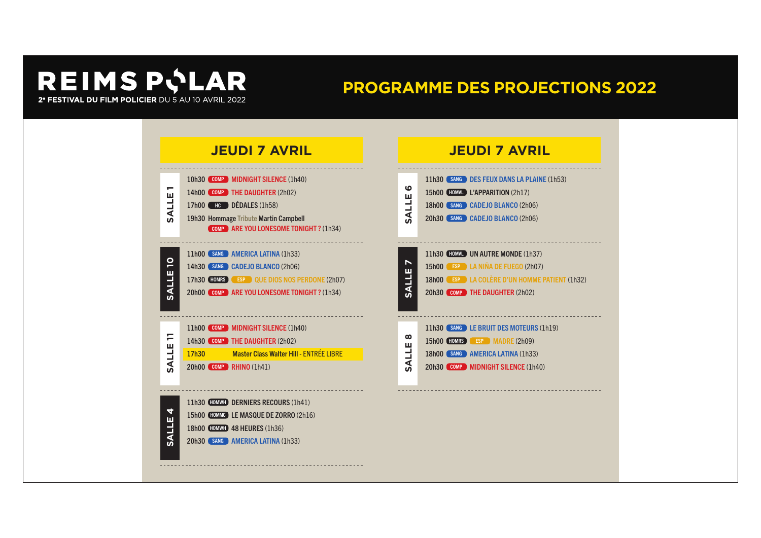# REIMS POLAR

**2e FESTIVAL DU FILM POLICIER** DU 5 AU 10 AVRIL 2022

## PROGRAMME DES PROJECTIONS 2022

### JEUDI 7 AVRIL

**SALLE 1**

- 10h30 COMP MIDNIGHT SILENCE (1h40)
- 14h00 COMP THE DAUGHTER (2h02)
- 17h00 HC DÉDALES (1h58)
- 19h30 Hommage Tribute Martin Campbell
  COMP ARE YOU LONESOME TONIGHT ? (1h34)

**SALLE 10**

- 11h00 SANG AMERICA LATINA (1h33)
- 14h30 SANG CADEJO BLANCO (2h06)
- 17h30 HOMRS ESP QUE DIOS NOS PERDONE (2h07)
- 20h00 COMP ARE YOU LONESOME TONIGHT ? (1h34)

**SALLE 11**

- 11h00 COMP MIDNIGHT SILENCE (1h40)
- 14h30 COMP THE DAUGHTER (2h02)
- 17h30 Master Class Walter Hill - ENTRÉE LIBRE
- 20h00 COMP RHINO (1h41)

**SALLE 4**

- 11h30 HOMWH DERNIERS RECOURS (1h41)
- 15h00 HOMMC LE MASQUE DE ZORRO (2h16)
- 18h00 HOMWH 48 HEURES (1h36)
- 20h30 SANG AMERICA LATINA (1h33)

### JEUDI 7 AVRIL

**SALLE 6**

- 11h30 SANG DES FEUX DANS LA PLAINE (1h53)
- 15h00 HOMVL L'APPARITION (2h17)
- 18h00 SANG CADEJO BLANCO (2h06)
- 20h30 SANG CADEJO BLANCO (2h06)

**SALLE 7**

- 11h30 HOMVL UN AUTRE MONDE (1h37)
- 15h00 ESP LA NIÑA DE FUEGO (2h07)
- 18h00 ESP LA COLÈRE D'UN HOMME PATIENT (1h32)
- 20h30 COMP THE DAUGHTER (2h02)

**SALLE 8**

- 11h30 SANG LE BRUIT DES MOTEURS (1h19)
- 15h00 HOMRS ESP MADRE (2h09)
- 18h00 SANG AMERICA LATINA (1h33)
- 20h30 COMP MIDNIGHT SILENCE (1h40)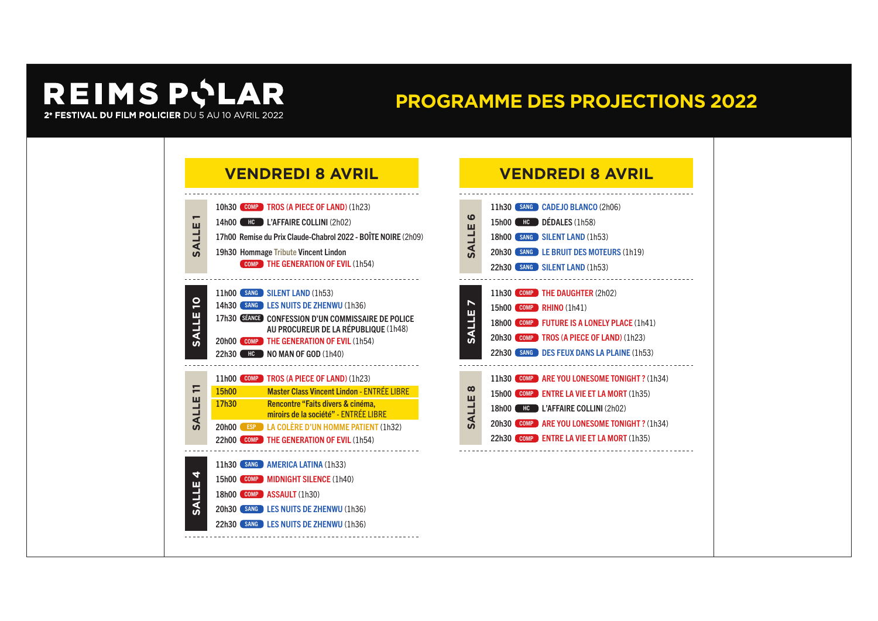# REIMS POLAR

**2e FESTIVAL DU FILM POLICIER** DU 5 AU 10 AVRIL 2022

# PROGRAMME DES PROJECTIONS 2022

## VENDREDI 8 AVRIL

### SALLE 1

- 10h30 COMP **TROS (A PIECE OF LAND)** (1h23)
- 14h00 HC **L'AFFAIRE COLLINI** (2h02)
- 17h00 **Remise du Prix Claude-Chabrol 2022 - BOÎTE NOIRE** (2h09)
- 19h30 **Hommage** Tribute **Vincent Lindon**
  COMP **THE GENERATION OF EVIL** (1h54)

### SALLE 10

- 11h00 SANG **SILENT LAND** (1h53)
- 14h30 SANG **LES NUITS DE ZHENWU** (1h36)
- 17h30 SÉANCE **CONFESSION D'UN COMMISSAIRE DE POLICE AU PROCUREUR DE LA RÉPUBLIQUE** (1h48)
- 20h00 COMP **THE GENERATION OF EVIL** (1h54)
- 22h30 HC **NO MAN OF GOD** (1h40)

### SALLE 11

- 11h00 COMP **TROS (A PIECE OF LAND)** (1h23)
- 15h00 **Master Class Vincent Lindon - ENTRÉE LIBRE**
- 17h30 **Rencontre "Faits divers & cinéma, miroirs de la société" - ENTRÉE LIBRE**
- 20h00 ESP **LA COLÈRE D'UN HOMME PATIENT** (1h32)
- 22h00 COMP **THE GENERATION OF EVIL** (1h54)

### SALLE 4

- 11h30 SANG **AMERICA LATINA** (1h33)
- 15h00 COMP **MIDNIGHT SILENCE** (1h40)
- 18h00 COMP **ASSAULT** (1h30)
- 20h30 SANG **LES NUITS DE ZHENWU** (1h36)
- 22h30 SANG **LES NUITS DE ZHENWU** (1h36)

## VENDREDI 8 AVRIL

### SALLE 6

- 11h30 SANG **CADEJO BLANCO** (2h06)
- 15h00 HC **DÉDALES** (1h58)
- 18h00 SANG **SILENT LAND** (1h53)
- 20h30 SANG **LE BRUIT DES MOTEURS** (1h19)
- 22h30 SANG **SILENT LAND** (1h53)

### SALLE 7

- 11h30 COMP **THE DAUGHTER** (2h02)
- 15h00 COMP **RHINO** (1h41)
- 18h00 COMP **FUTURE IS A LONELY PLACE** (1h41)
- 20h30 COMP **TROS (A PIECE OF LAND)** (1h23)
- 22h30 SANG **DES FEUX DANS LA PLAINE** (1h53)

### SALLE 8

- 11h30 COMP **ARE YOU LONESOME TONIGHT ?** (1h34)
- 15h00 COMP **ENTRE LA VIE ET LA MORT** (1h35)
- 18h00 HC **L'AFFAIRE COLLINI** (2h02)
- 20h30 COMP **ARE YOU LONESOME TONIGHT ?** (1h34)
- 22h30 COMP **ENTRE LA VIE ET LA MORT** (1h35)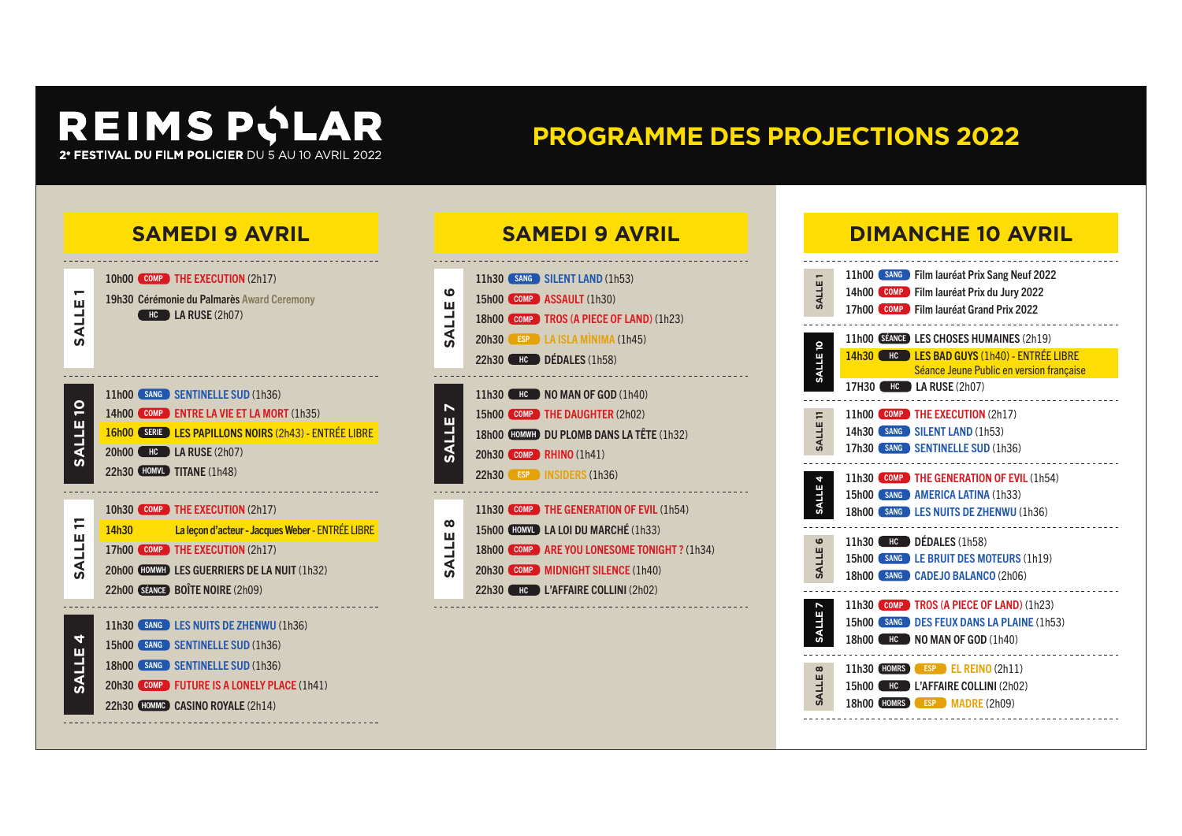# REIMS POLAR

2[e] FESTIVAL DU FILM POLICIER DU 5 AU 10 AVRIL 2022

# PROGRAMME DES PROJECTIONS 2022

## SAMEDI 9 AVRIL

### SALLE 1

- 10h00 COMP THE EXECUTION (2h17)
- 19h30 Cérémonie du Palmarès Award Ceremony
  - HC LA RUSE (2h07)

### SALLE 10

- 11h00 SANG SENTINELLE SUD (1h36)
- 14h00 COMP ENTRE LA VIE ET LA MORT (1h35)
- 16h00 SERIE LES PAPILLONS NOIRS (2h43) - ENTRÉE LIBRE
- 20h00 HC LA RUSE (2h07)
- 22h30 HOMVL TITANE (1h48)

### SALLE 11

- 10h30 COMP THE EXECUTION (2h17)
- 14h30 La leçon d'acteur - Jacques Weber - ENTRÉE LIBRE
- 17h00 COMP THE EXECUTION (2h17)
- 20h00 HOMWH LES GUERRIERS DE LA NUIT (1h32)
- 22h00 SÉANCE BOÎTE NOIRE (2h09)

### SALLE 4

- 11h30 SANG LES NUITS DE ZHENWU (1h36)
- 15h00 SANG SENTINELLE SUD (1h36)
- 18h00 SANG SENTINELLE SUD (1h36)
- 20h30 COMP FUTURE IS A LONELY PLACE (1h41)
- 22h30 HOMMC CASINO ROYALE (2h14)

## SAMEDI 9 AVRIL

### SALLE 6

- 11h30 SANG SILENT LAND (1h53)
- 15h00 COMP ASSAULT (1h30)
- 18h00 COMP TROS (A PIECE OF LAND) (1h23)
- 20h30 ESP LA ISLA MÍNIMA (1h45)
- 22h30 HC DÉDALES (1h58)

### SALLE 7

- 11h30 HC NO MAN OF GOD (1h40)
- 15h00 COMP THE DAUGHTER (2h02)
- 18h00 HOMWH DU PLOMB DANS LA TÊTE (1h32)
- 20h30 COMP RHINO (1h41)
- 22h30 ESP INSIDERS (1h36)

### SALLE 8

- 11h30 COMP THE GENERATION OF EVIL (1h54)
- 15h00 HOMVL LA LOI DU MARCHÉ (1h33)
- 18h00 COMP ARE YOU LONESOME TONIGHT ? (1h34)
- 20h30 COMP MIDNIGHT SILENCE (1h40)
- 22h30 HC L'AFFAIRE COLLINI (2h02)

## DIMANCHE 10 AVRIL

### SALLE 1

- 11h00 SANG Film lauréat Prix Sang Neuf 2022
- 14h00 COMP Film lauréat Prix du Jury 2022
- 17h00 COMP Film lauréat Grand Prix 2022

### SALLE 10

- 11h00 SÉANCE LES CHOSES HUMAINES (2h19)
- 14h30 HC LES BAD GUYS (1h40) - ENTRÉE LIBRE
  Séance Jeune Public en version française
- 17H30 HC LA RUSE (2h07)

### SALLE 11

- 11h00 COMP THE EXECUTION (2h17)
- 14h30 SANG SILENT LAND (1h53)
- 17h30 SANG SENTINELLE SUD (1h36)

### SALLE 4

- 11h30 COMP THE GENERATION OF EVIL (1h54)
- 15h00 SANG AMERICA LATINA (1h33)
- 18h00 SANG LES NUITS DE ZHENWU (1h36)

### SALLE 6

- 11h30 HC DÉDALES (1h58)
- 15h00 SANG LE BRUIT DES MOTEURS (1h19)
- 18h00 SANG CADEJO BALANCO (2h06)

### SALLE 7

- 11h30 COMP TROS (A PIECE OF LAND) (1h23)
- 15h00 SANG DES FEUX DANS LA PLAINE (1h53)
- 18h00 HC NO MAN OF GOD (1h40)

### SALLE 8

- 11h30 HOMRS ESP EL REINO (2h11)
- 15h00 HC L'AFFAIRE COLLINI (2h02)
- 18h00 HOMRS ESP MADRE (2h09)